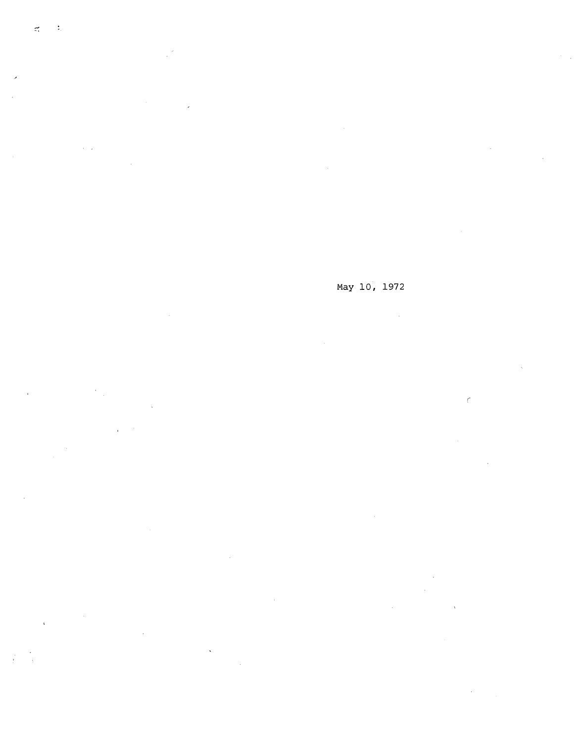May 10, 1972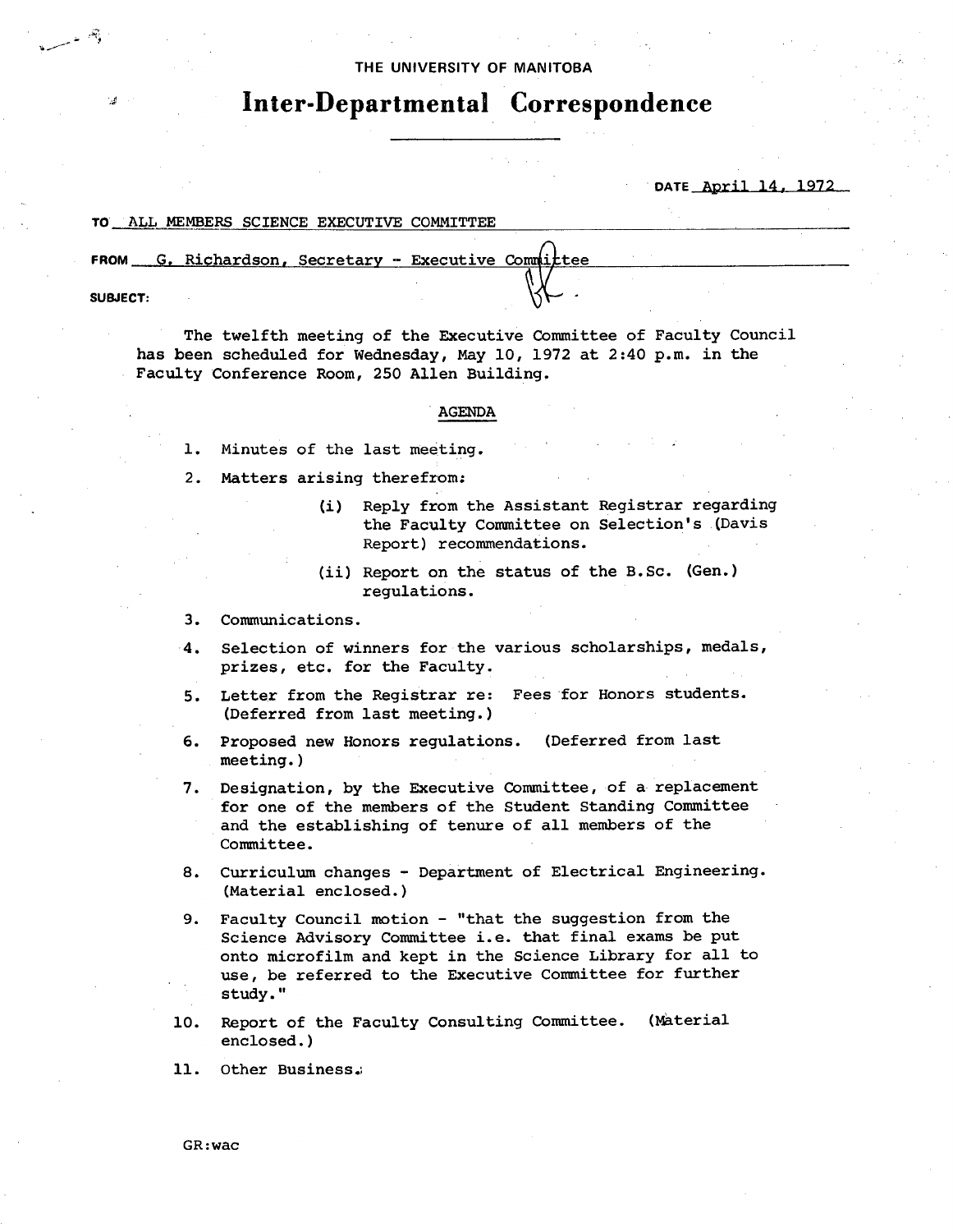THE UNIVERSITY OF MANITOBA

# Inter-Departmental Correspondence

DATE April 14, 1972

TO ALL MEMBERS SCIENCE EXECUTIVE COMMITTEE

FROM G. Richardson, Secretary - Executive Committee

SUBJECT:

The twelfth meeting of the Executive Committee of Faculty Council has been scheduled for Wednesday, May 10, 1972 at 2:40 p.m. in the Faculty Conference Room, 250 Allen Building.

## AGENDA

1. Minutes of the last meeting.
2. Matters arising therefrom:
   - (i) Reply from the Assistant Registrar regarding the Faculty Committee on Selection's (Davis Report) recommendations.
   - (ii) Report on the status of the B.Sc. (Gen.) regulations.
3. Communications.
4. Selection of winners for the various scholarships, medals, prizes, etc. for the Faculty.
5. Letter from the Registrar re: Fees for Honors students. (Deferred from last meeting.)
6. Proposed new Honors regulations. (Deferred from last meeting.)
7. Designation, by the Executive Committee, of a replacement for one of the members of the Student Standing Committee and the establishing of tenure of all members of the Committee.
8. Curriculum changes - Department of Electrical Engineering. (Material enclosed.)
9. Faculty Council motion - "that the suggestion from the Science Advisory Committee i.e. that final exams be put onto microfilm and kept in the Science Library for all to use, be referred to the Executive Committee for further study."
10. Report of the Faculty Consulting Committee. (Material enclosed.)
11. Other Business.

GR:wac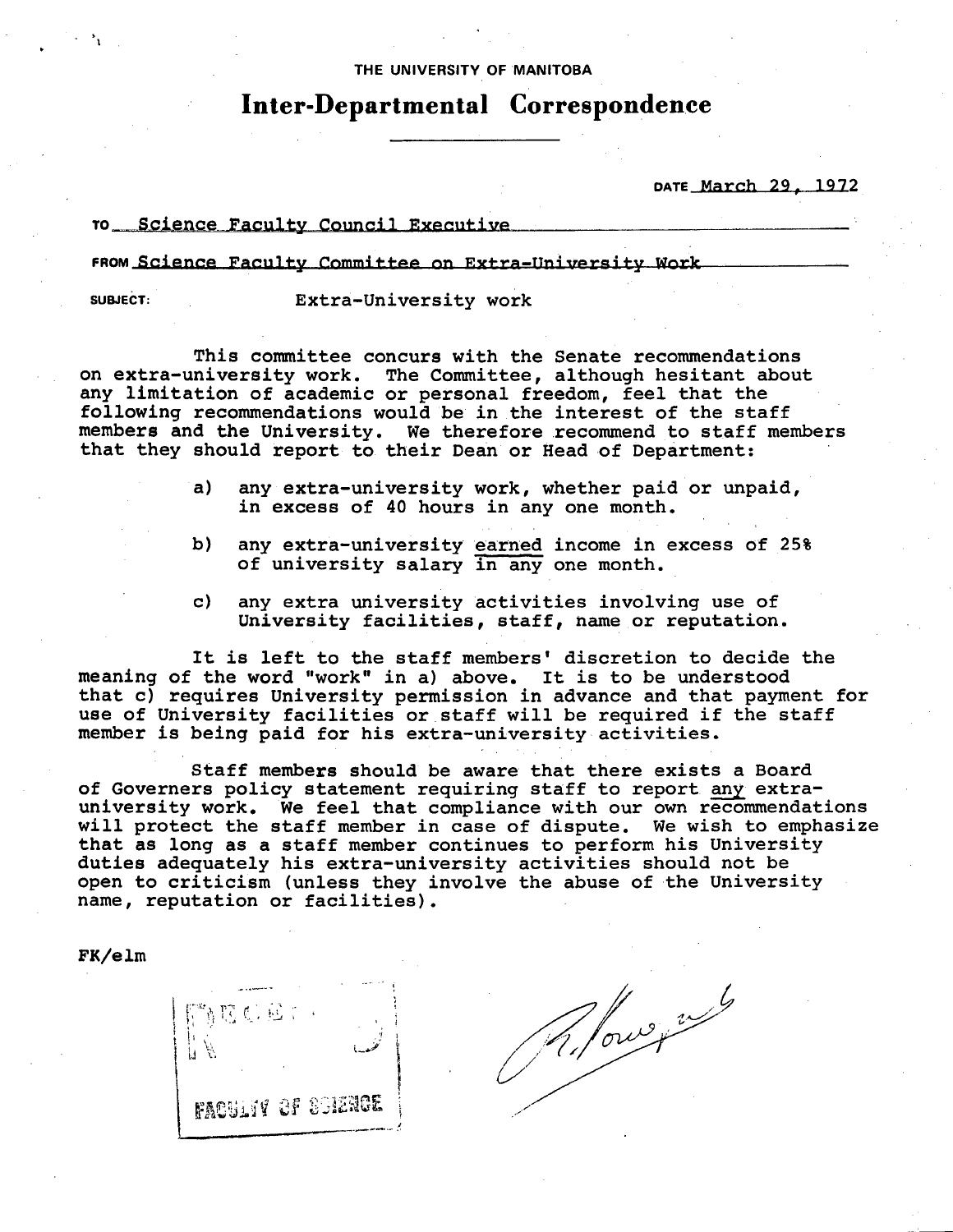THE UNIVERSITY OF MANITOBA

# Inter-Departmental Correspondence

DATE March 29, 1972

TO Science Faculty Council Executive

FROM Science Faculty Committee on Extra-University Work

SUBJECT: Extra-University work

This committee concurs with the Senate recommendations on extra-university work. The Committee, although hesitant about any limitation of academic or personal freedom, feel that the following recommendations would be in the interest of the staff members and the University. We therefore recommend to staff members that they should report to their Dean or Head of Department:

a) any extra-university work, whether paid or unpaid, in excess of 40 hours in any one month.

b) any extra-university earned income in excess of 25% of university salary in any one month.

c) any extra university activities involving use of University facilities, staff, name or reputation.

It is left to the staff members' discretion to decide the meaning of the word "work" in a) above. It is to be understood that c) requires University permission in advance and that payment for use of University facilities or staff will be required if the staff member is being paid for his extra-university activities.

Staff members should be aware that there exists a Board of Governers policy statement requiring staff to report any extra-university work. We feel that compliance with our own recommendations will protect the staff member in case of dispute. We wish to emphasize that as long as a staff member continues to perform his University duties adequately his extra-university activities should not be open to criticism (unless they involve the abuse of the University name, reputation or facilities).

FK/elm

RECEIVED
FACULTY OF SCIENCE

R. Lowry [signature]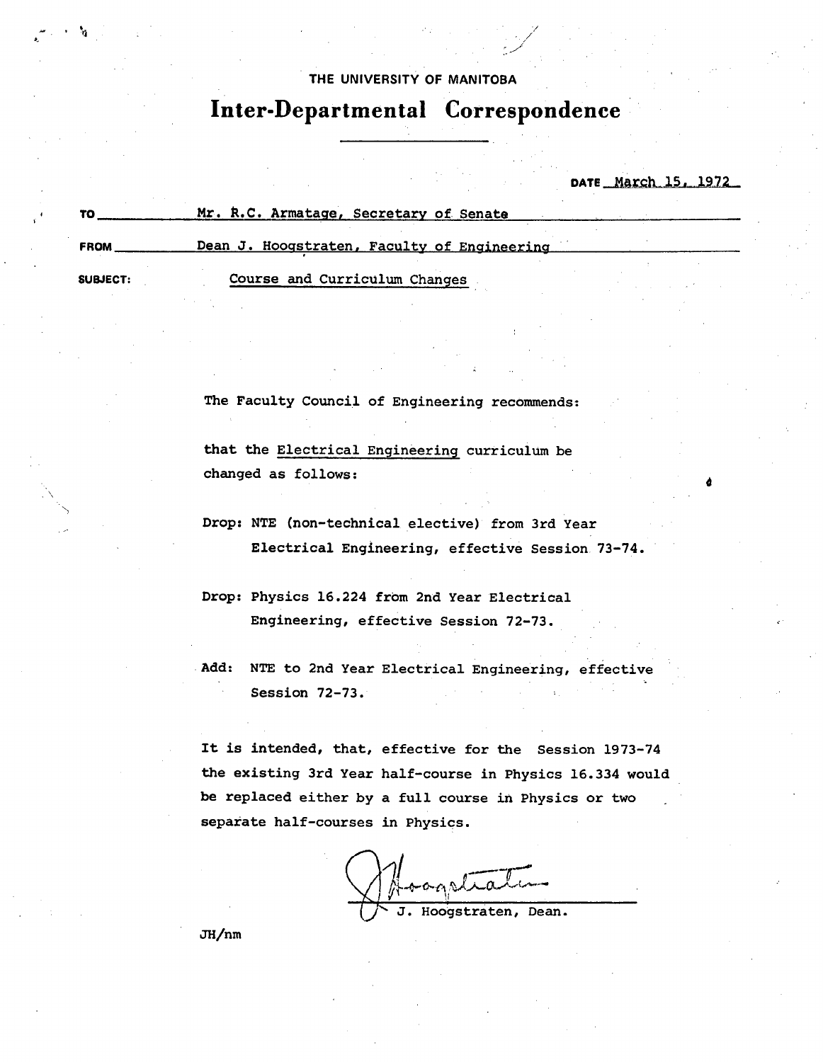THE UNIVERSITY OF MANITOBA

# Inter-Departmental Correspondence

DATE March 15, 1972

TO Mr. R.C. Armatage, Secretary of Senate

FROM Dean J. Hoogstraten, Faculty of Engineering

SUBJECT: Course and Curriculum Changes

The Faculty Council of Engineering recommends:

that the Electrical Engineering curriculum be changed as follows:

Drop: NTE (non-technical elective) from 3rd Year Electrical Engineering, effective Session 73-74.

Drop: Physics 16.224 from 2nd Year Electrical Engineering, effective Session 72-73.

Add: NTE to 2nd Year Electrical Engineering, effective Session 72-73.

It is intended, that, effective for the Session 1973-74 the existing 3rd Year half-course in Physics 16.334 would be replaced either by a full course in Physics or two separate half-courses in Physics.

J. Hoogstraten, Dean.

JH/nm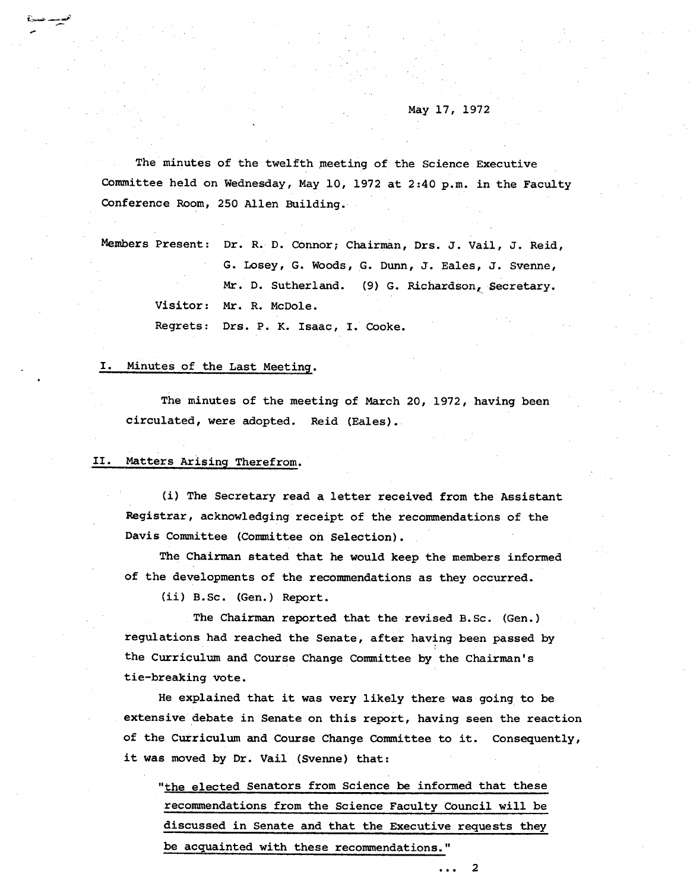May 17, 1972

The minutes of the twelfth meeting of the Science Executive Committee held on Wednesday, May 10, 1972 at 2:40 p.m. in the Faculty Conference Room, 250 Allen Building.

Members Present: Dr. R. D. Connor; Chairman, Drs. J. Vail, J. Reid, G. Losey, G. Woods, G. Dunn, J. Eales, J. Svenne, Mr. D. Sutherland. (9) G. Richardson, Secretary.

Visitor: Mr. R. McDole.

Regrets: Drs. P. K. Isaac, I. Cooke.

## I. Minutes of the Last Meeting.

The minutes of the meeting of March 20, 1972, having been circulated, were adopted. Reid (Eales).

## II. Matters Arising Therefrom.

(i) The Secretary read a letter received from the Assistant Registrar, acknowledging receipt of the recommendations of the Davis Committee (Committee on Selection).

The Chairman stated that he would keep the members informed of the developments of the recommendations as they occurred.

(ii) B.Sc. (Gen.) Report.

The Chairman reported that the revised B.Sc. (Gen.) regulations had reached the Senate, after having been passed by the Curriculum and Course Change Committee by the Chairman's tie-breaking vote.

He explained that it was very likely there was going to be extensive debate in Senate on this report, having seen the reaction of the Curriculum and Course Change Committee to it. Consequently, it was moved by Dr. Vail (Svenne) that:

"the elected Senators from Science be informed that these recommendations from the Science Faculty Council will be discussed in Senate and that the Executive requests they be acquainted with these recommendations."

... 2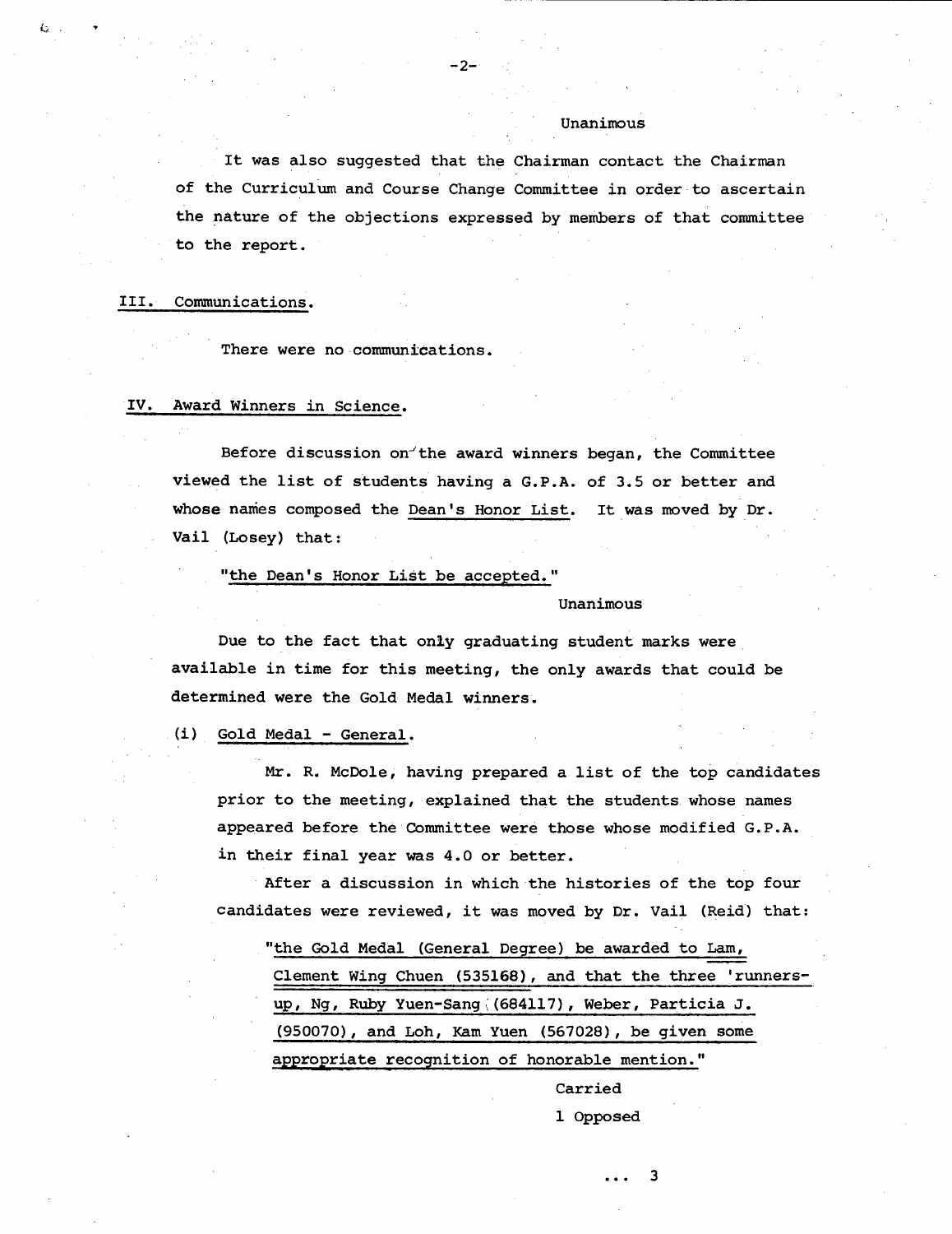Unanimous

It was also suggested that the Chairman contact the Chairman of the Curriculum and Course Change Committee in order to ascertain the nature of the objections expressed by members of that committee to the report.

III. Communications.

There were no communications.

IV. Award Winners in Science.

Before discussion on the award winners began, the Committee viewed the list of students having a G.P.A. of 3.5 or better and whose names composed the Dean's Honor List. It was moved by Dr. Vail (Losey) that:

"the Dean's Honor List be accepted."

Unanimous

Due to the fact that only graduating student marks were available in time for this meeting, the only awards that could be determined were the Gold Medal winners.

(i) Gold Medal - General.

Mr. R. McDole, having prepared a list of the top candidates prior to the meeting, explained that the students whose names appeared before the Committee were those whose modified G.P.A. in their final year was 4.0 or better.

After a discussion in which the histories of the top four candidates were reviewed, it was moved by Dr. Vail (Reid) that:

"the Gold Medal (General Degree) be awarded to Lam, Clement Wing Chuen (535168), and that the three 'runners-up, Ng, Ruby Yuen-Sang (684117), Weber, Particia J. (950070), and Loh, Kam Yuen (567028), be given some appropriate recognition of honorable mention."

Carried

1 Opposed

... 3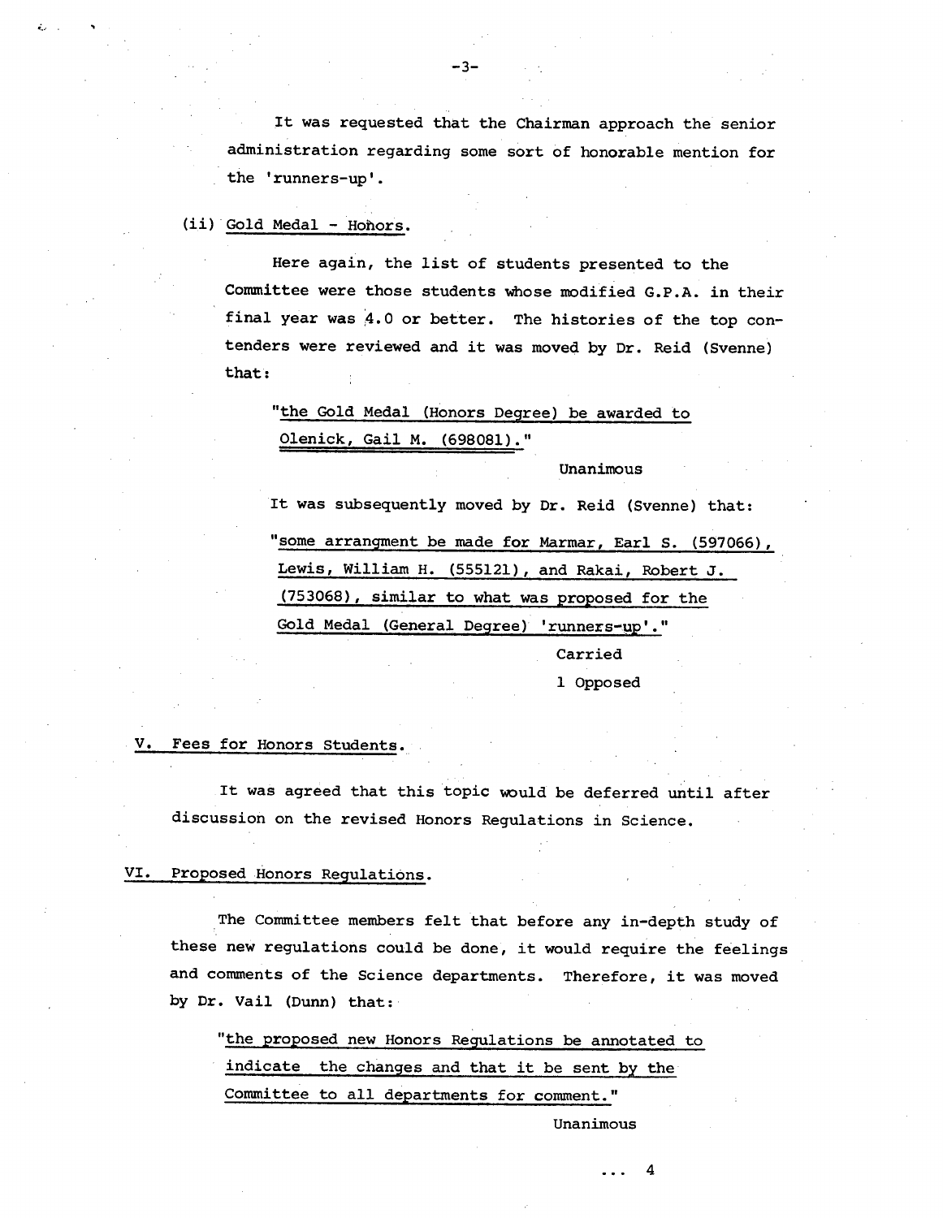It was requested that the Chairman approach the senior administration regarding some sort of honorable mention for the 'runners-up'.

(ii) Gold Medal - Honors.

Here again, the list of students presented to the Committee were those students whose modified G.P.A. in their final year was 4.0 or better. The histories of the top contenders were reviewed and it was moved by Dr. Reid (Svenne) that:

> "the Gold Medal (Honors Degree) be awarded to Olenick, Gail M. (698081)."
>
> Unanimous

It was subsequently moved by Dr. Reid (Svenne) that:

> "some arrangment be made for Marmar, Earl S. (597066), Lewis, William H. (555121), and Rakai, Robert J. (753068), similar to what was proposed for the Gold Medal (General Degree) 'runners-up'."
>
> Carried
>
> 1 Opposed

## V. Fees for Honors Students.

It was agreed that this topic would be deferred until after discussion on the revised Honors Regulations in Science.

## VI. Proposed Honors Regulations.

The Committee members felt that before any in-depth study of these new regulations could be done, it would require the feelings and comments of the Science departments. Therefore, it was moved by Dr. Vail (Dunn) that:

> "the proposed new Honors Regulations be annotated to indicate the changes and that it be sent by the Committee to all departments for comment."
>
> Unanimous

... 4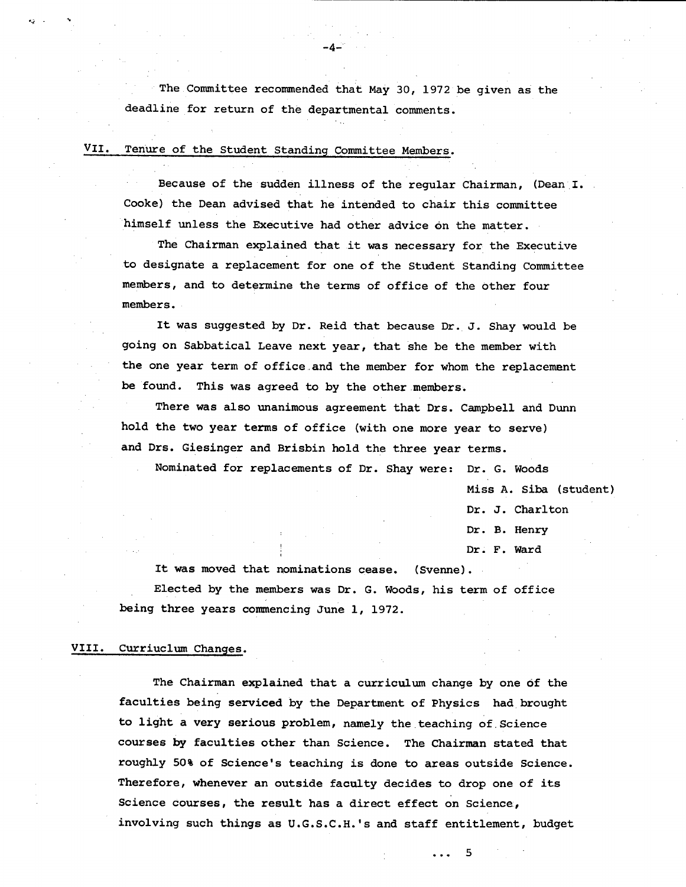The Committee recommended that May 30, 1972 be given as the deadline for return of the departmental comments.

## VII. Tenure of the Student Standing Committee Members.

Because of the sudden illness of the regular Chairman, (Dean I. Cooke) the Dean advised that he intended to chair this committee himself unless the Executive had other advice on the matter.

The Chairman explained that it was necessary for the Executive to designate a replacement for one of the Student Standing Committee members, and to determine the terms of office of the other four members.

It was suggested by Dr. Reid that because Dr. J. Shay would be going on Sabbatical Leave next year, that she be the member with the one year term of office and the member for whom the replacement be found. This was agreed to by the other members.

There was also unanimous agreement that Drs. Campbell and Dunn hold the two year terms of office (with one more year to serve) and Drs. Giesinger and Brisbin hold the three year terms.

Nominated for replacements of Dr. Shay were:

- Dr. G. Woods
- Miss A. Siba (student)
- Dr. J. Charlton
- Dr. B. Henry
- Dr. F. Ward

It was moved that nominations cease. (Svenne).

Elected by the members was Dr. G. Woods, his term of office being three years commencing June 1, 1972.

## VIII. Curriuclum Changes.

The Chairman explained that a curriculum change by one of the faculties being serviced by the Department of Physics had brought to light a very serious problem, namely the teaching of Science courses by faculties other than Science. The Chairman stated that roughly 50% of Science's teaching is done to areas outside Science. Therefore, whenever an outside faculty decides to drop one of its Science courses, the result has a direct effect on Science, involving such things as U.G.S.C.H.'s and staff entitlement, budget

... 5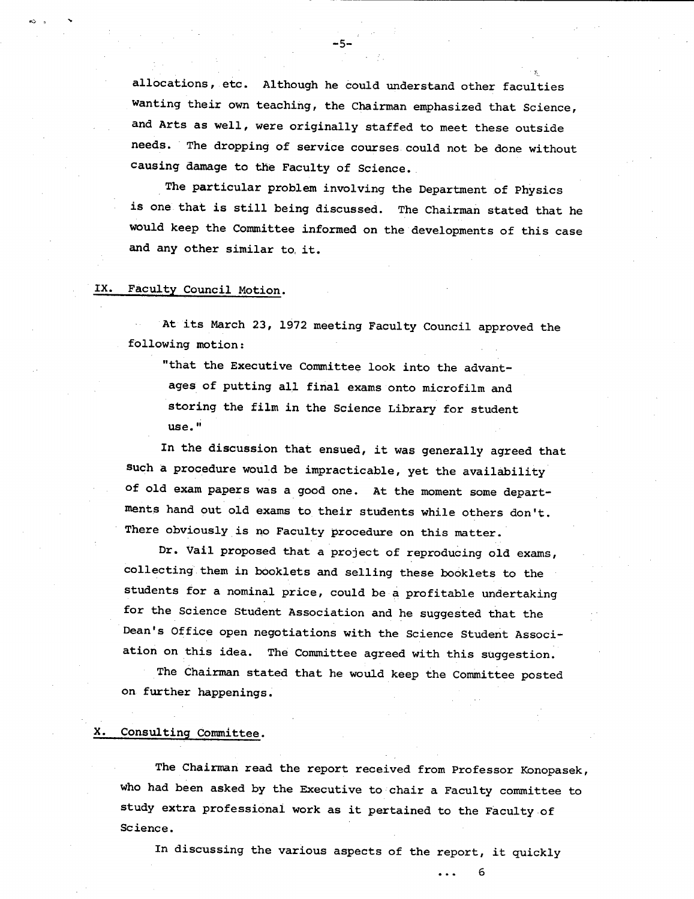allocations, etc. Although he could understand other faculties wanting their own teaching, the Chairman emphasized that Science, and Arts as well, were originally staffed to meet these outside needs. The dropping of service courses could not be done without causing damage to the Faculty of Science.

The particular problem involving the Department of Physics is one that is still being discussed. The Chairman stated that he would keep the Committee informed on the developments of this case and any other similar to it.

## IX. Faculty Council Motion.

At its March 23, 1972 meeting Faculty Council approved the following motion:

> "that the Executive Committee look into the advantages of putting all final exams onto microfilm and storing the film in the Science Library for student use."

In the discussion that ensued, it was generally agreed that such a procedure would be impracticable, yet the availability of old exam papers was a good one. At the moment some departments hand out old exams to their students while others don't. There obviously is no Faculty procedure on this matter.

Dr. Vail proposed that a project of reproducing old exams, collecting them in booklets and selling these booklets to the students for a nominal price, could be a profitable undertaking for the Science Student Association and he suggested that the Dean's Office open negotiations with the Science Student Association on this idea. The Committee agreed with this suggestion.

The Chairman stated that he would keep the Committee posted on further happenings.

## X. Consulting Committee.

The Chairman read the report received from Professor Konopasek, who had been asked by the Executive to chair a Faculty committee to study extra professional work as it pertained to the Faculty of Science.

In discussing the various aspects of the report, it quickly

... 6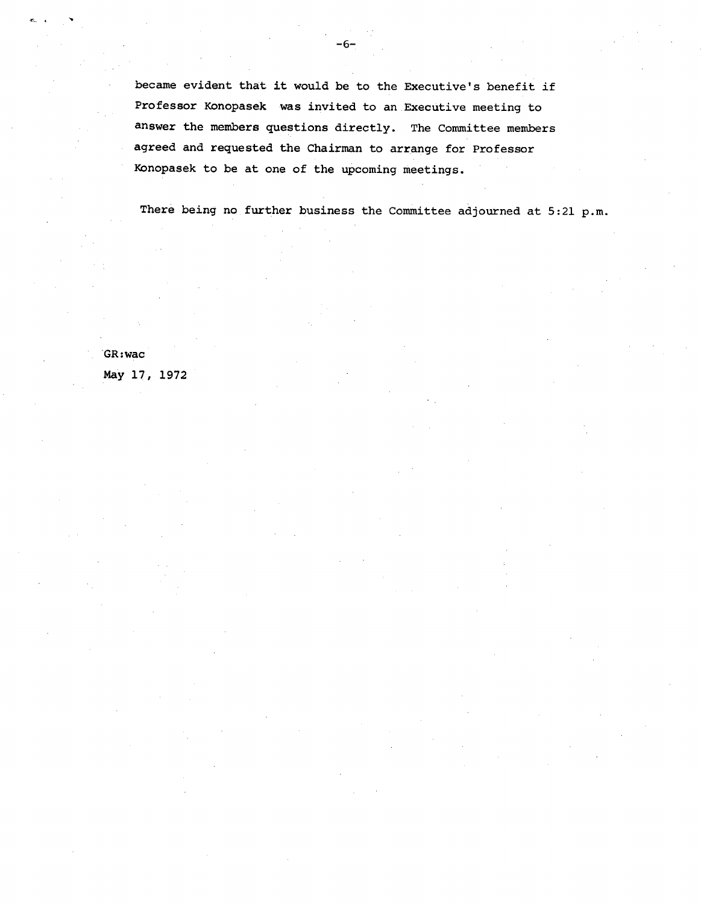became evident that it would be to the Executive's benefit if Professor Konopasek was invited to an Executive meeting to answer the members questions directly. The Committee members agreed and requested the Chairman to arrange for Professor Konopasek to be at one of the upcoming meetings.

There being no further business the Committee adjourned at 5:21 p.m.

GR:wac

May 17, 1972